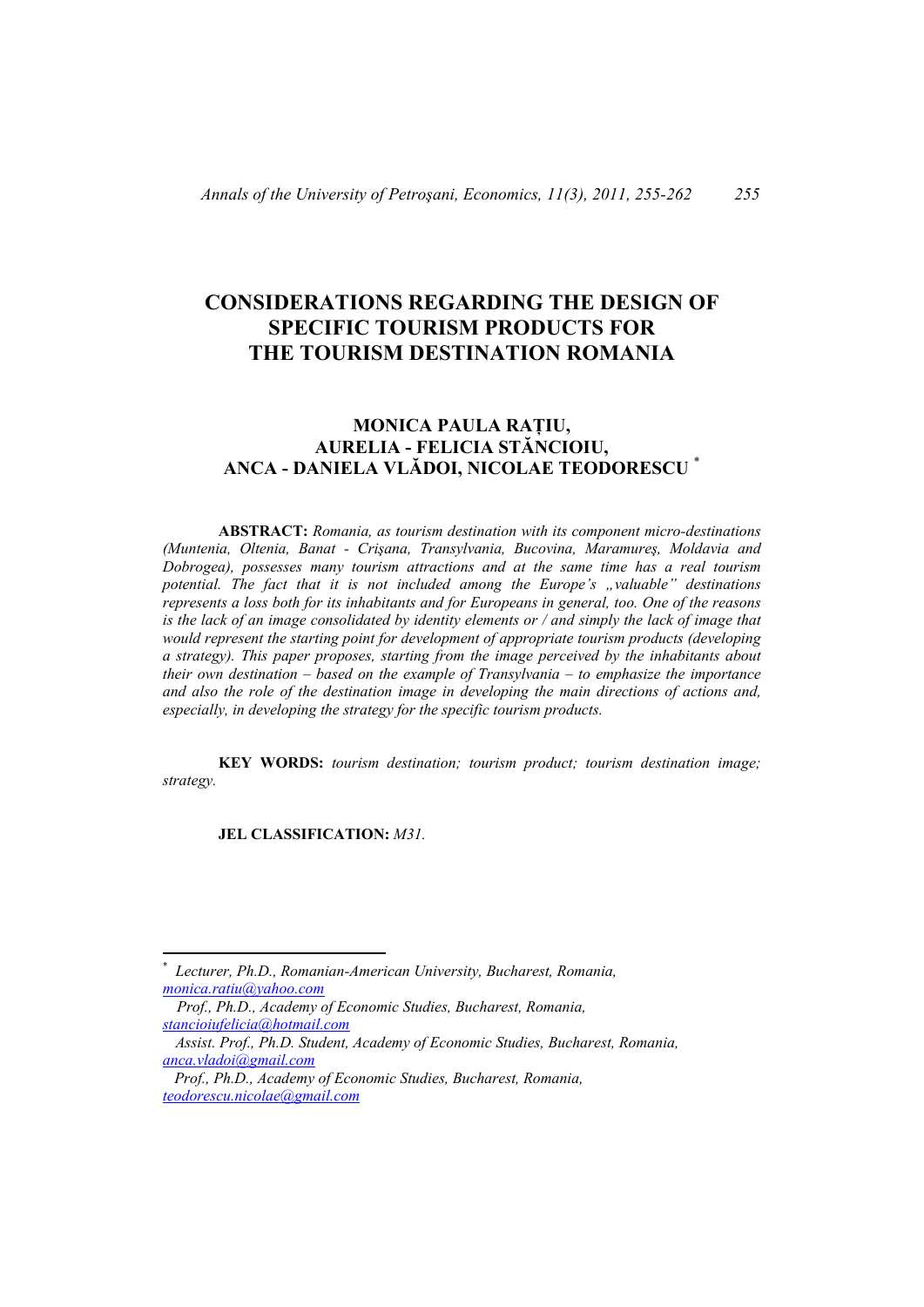# CONSIDERATIONS REGARDING THE DESIGN OF SPECIFIC TOURISM PRODUCTS FOR THE TOURISM DESTINATION ROMANIA

## MONICA PAULA RAȚIU, AURELIA - FELICIA STĂNCIOIU, ANCA - DANIELA VLĂDOI, NICOLAE TEODORESCU [*]

**ABSTRACT:** *Romania, as tourism destination with its component micro-destinations (Muntenia, Oltenia, Banat - Crişana, Transylvania, Bucovina, Maramureş, Moldavia and Dobrogea), possesses many tourism attractions and at the same time has a real tourism potential. The fact that it is not included among the Europe's „valuable" destinations represents a loss both for its inhabitants and for Europeans in general, too. One of the reasons is the lack of an image consolidated by identity elements or / and simply the lack of image that would represent the starting point for development of appropriate tourism products (developing a strategy). This paper proposes, starting from the image perceived by the inhabitants about their own destination – based on the example of Transylvania – to emphasize the importance and also the role of the destination image in developing the main directions of actions and, especially, in developing the strategy for the specific tourism products.*

**KEY WORDS:** *tourism destination; tourism product; tourism destination image; strategy.*

**JEL CLASSIFICATION:** *M31.*

---

[*] *Lecturer, Ph.D., Romanian-American University, Bucharest, Romania,* monica.ratiu@yahoo.com

*Prof., Ph.D., Academy of Economic Studies, Bucharest, Romania,* stancioiufelicia@hotmail.com

*Assist. Prof., Ph.D. Student, Academy of Economic Studies, Bucharest, Romania,* anca.vladoi@gmail.com

*Prof., Ph.D., Academy of Economic Studies, Bucharest, Romania,* teodorescu.nicolae@gmail.com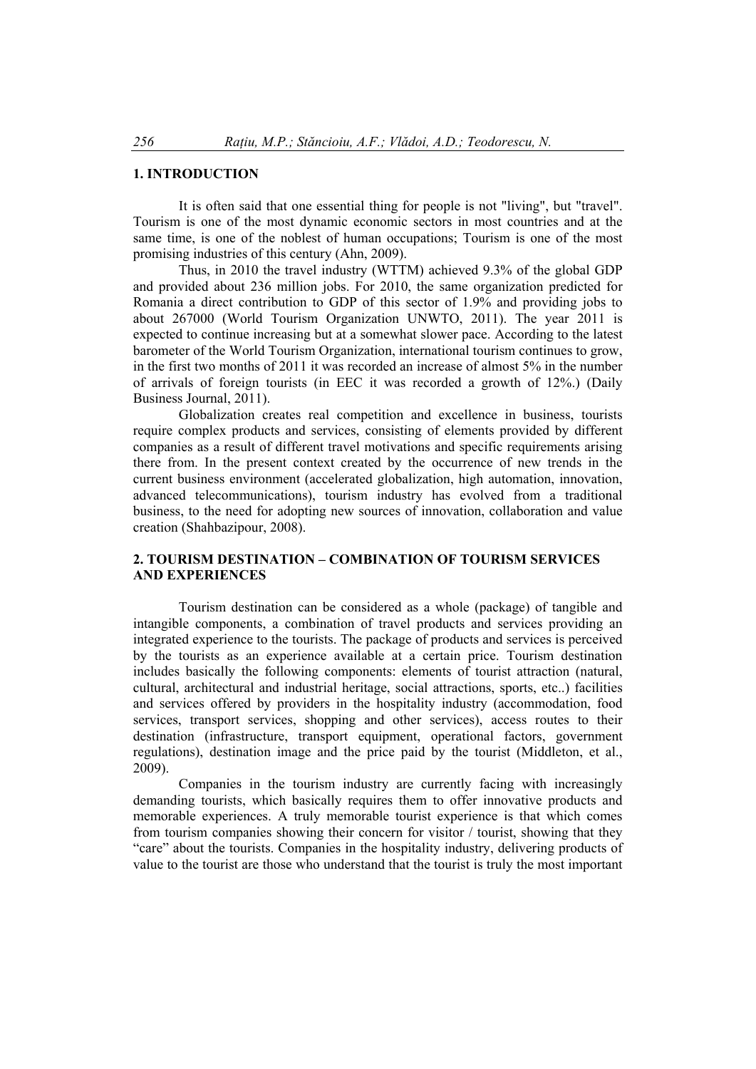## 1. INTRODUCTION

It is often said that one essential thing for people is not "living", but "travel". Tourism is one of the most dynamic economic sectors in most countries and at the same time, is one of the noblest of human occupations; Tourism is one of the most promising industries of this century (Ahn, 2009).

Thus, in 2010 the travel industry (WTTM) achieved 9.3% of the global GDP and provided about 236 million jobs. For 2010, the same organization predicted for Romania a direct contribution to GDP of this sector of 1.9% and providing jobs to about 267000 (World Tourism Organization UNWTO, 2011). The year 2011 is expected to continue increasing but at a somewhat slower pace. According to the latest barometer of the World Tourism Organization, international tourism continues to grow, in the first two months of 2011 it was recorded an increase of almost 5% in the number of arrivals of foreign tourists (in EEC it was recorded a growth of 12%.) (Daily Business Journal, 2011).

Globalization creates real competition and excellence in business, tourists require complex products and services, consisting of elements provided by different companies as a result of different travel motivations and specific requirements arising there from. In the present context created by the occurrence of new trends in the current business environment (accelerated globalization, high automation, innovation, advanced telecommunications), tourism industry has evolved from a traditional business, to the need for adopting new sources of innovation, collaboration and value creation (Shahbazipour, 2008).

## 2. TOURISM DESTINATION – COMBINATION OF TOURISM SERVICES AND EXPERIENCES

Tourism destination can be considered as a whole (package) of tangible and intangible components, a combination of travel products and services providing an integrated experience to the tourists. The package of products and services is perceived by the tourists as an experience available at a certain price. Tourism destination includes basically the following components: elements of tourist attraction (natural, cultural, architectural and industrial heritage, social attractions, sports, etc..) facilities and services offered by providers in the hospitality industry (accommodation, food services, transport services, shopping and other services), access routes to their destination (infrastructure, transport equipment, operational factors, government regulations), destination image and the price paid by the tourist (Middleton, et al., 2009).

Companies in the tourism industry are currently facing with increasingly demanding tourists, which basically requires them to offer innovative products and memorable experiences. A truly memorable tourist experience is that which comes from tourism companies showing their concern for visitor / tourist, showing that they "care" about the tourists. Companies in the hospitality industry, delivering products of value to the tourist are those who understand that the tourist is truly the most important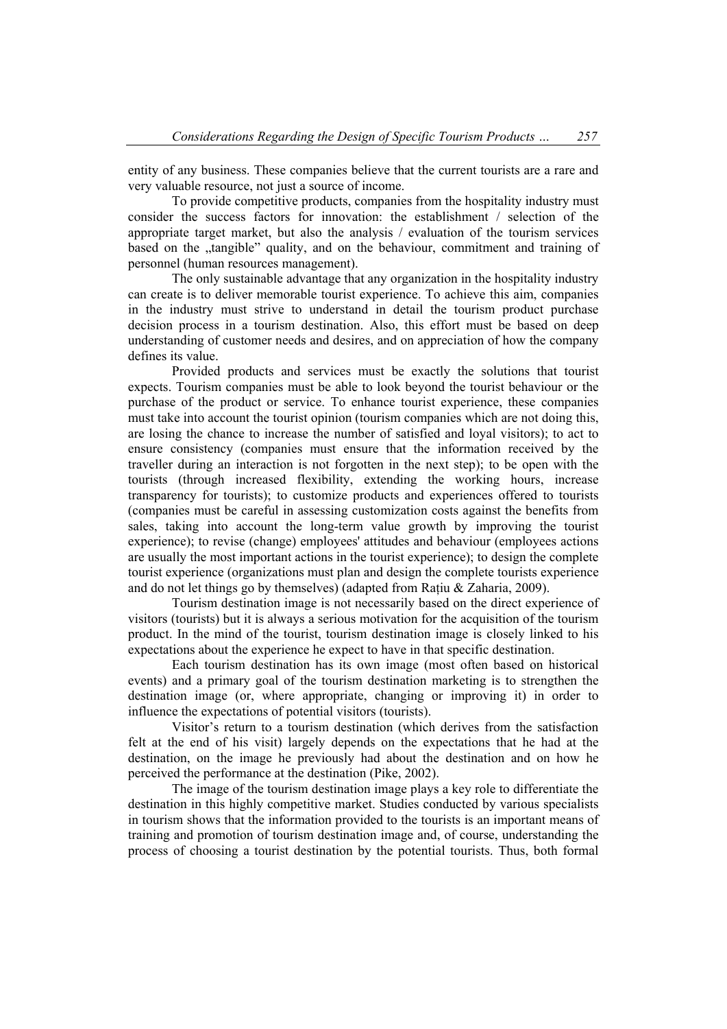entity of any business. These companies believe that the current tourists are a rare and very valuable resource, not just a source of income.

To provide competitive products, companies from the hospitality industry must consider the success factors for innovation: the establishment / selection of the appropriate target market, but also the analysis / evaluation of the tourism services based on the „tangible" quality, and on the behaviour, commitment and training of personnel (human resources management).

The only sustainable advantage that any organization in the hospitality industry can create is to deliver memorable tourist experience. To achieve this aim, companies in the industry must strive to understand in detail the tourism product purchase decision process in a tourism destination. Also, this effort must be based on deep understanding of customer needs and desires, and on appreciation of how the company defines its value.

Provided products and services must be exactly the solutions that tourist expects. Tourism companies must be able to look beyond the tourist behaviour or the purchase of the product or service. To enhance tourist experience, these companies must take into account the tourist opinion (tourism companies which are not doing this, are losing the chance to increase the number of satisfied and loyal visitors); to act to ensure consistency (companies must ensure that the information received by the traveller during an interaction is not forgotten in the next step); to be open with the tourists (through increased flexibility, extending the working hours, increase transparency for tourists); to customize products and experiences offered to tourists (companies must be careful in assessing customization costs against the benefits from sales, taking into account the long-term value growth by improving the tourist experience); to revise (change) employees' attitudes and behaviour (employees actions are usually the most important actions in the tourist experience); to design the complete tourist experience (organizations must plan and design the complete tourists experience and do not let things go by themselves) (adapted from Rațiu & Zaharia, 2009).

Tourism destination image is not necessarily based on the direct experience of visitors (tourists) but it is always a serious motivation for the acquisition of the tourism product. In the mind of the tourist, tourism destination image is closely linked to his expectations about the experience he expect to have in that specific destination.

Each tourism destination has its own image (most often based on historical events) and a primary goal of the tourism destination marketing is to strengthen the destination image (or, where appropriate, changing or improving it) in order to influence the expectations of potential visitors (tourists).

Visitor's return to a tourism destination (which derives from the satisfaction felt at the end of his visit) largely depends on the expectations that he had at the destination, on the image he previously had about the destination and on how he perceived the performance at the destination (Pike, 2002).

The image of the tourism destination image plays a key role to differentiate the destination in this highly competitive market. Studies conducted by various specialists in tourism shows that the information provided to the tourists is an important means of training and promotion of tourism destination image and, of course, understanding the process of choosing a tourist destination by the potential tourists. Thus, both formal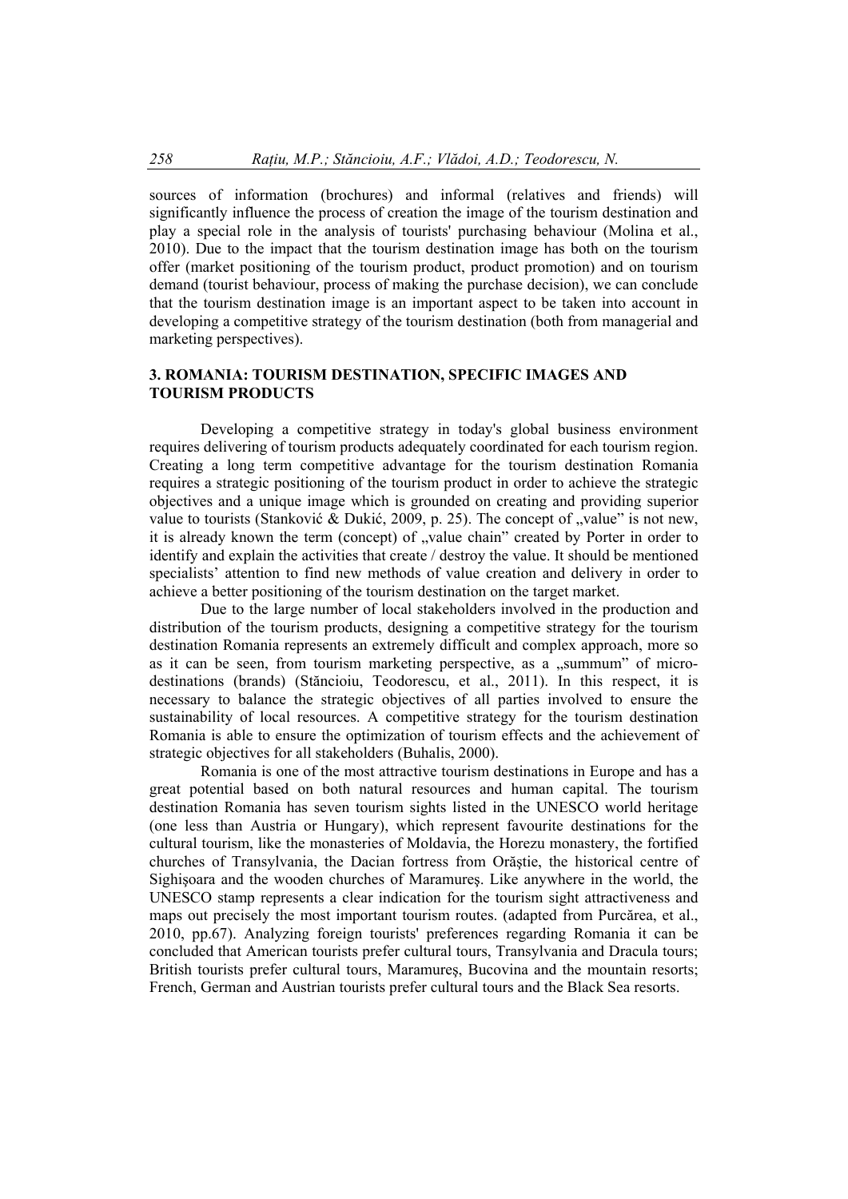sources of information (brochures) and informal (relatives and friends) will significantly influence the process of creation the image of the tourism destination and play a special role in the analysis of tourists' purchasing behaviour (Molina et al., 2010). Due to the impact that the tourism destination image has both on the tourism offer (market positioning of the tourism product, product promotion) and on tourism demand (tourist behaviour, process of making the purchase decision), we can conclude that the tourism destination image is an important aspect to be taken into account in developing a competitive strategy of the tourism destination (both from managerial and marketing perspectives).

## 3. ROMANIA: TOURISM DESTINATION, SPECIFIC IMAGES AND TOURISM PRODUCTS

Developing a competitive strategy in today's global business environment requires delivering of tourism products adequately coordinated for each tourism region. Creating a long term competitive advantage for the tourism destination Romania requires a strategic positioning of the tourism product in order to achieve the strategic objectives and a unique image which is grounded on creating and providing superior value to tourists (Stanković & Dukić, 2009, p. 25). The concept of „value" is not new, it is already known the term (concept) of „value chain" created by Porter in order to identify and explain the activities that create / destroy the value. It should be mentioned specialists' attention to find new methods of value creation and delivery in order to achieve a better positioning of the tourism destination on the target market.

Due to the large number of local stakeholders involved in the production and distribution of the tourism products, designing a competitive strategy for the tourism destination Romania represents an extremely difficult and complex approach, more so as it can be seen, from tourism marketing perspective, as a „summum" of micro-destinations (brands) (Stăncioiu, Teodorescu, et al., 2011). In this respect, it is necessary to balance the strategic objectives of all parties involved to ensure the sustainability of local resources. A competitive strategy for the tourism destination Romania is able to ensure the optimization of tourism effects and the achievement of strategic objectives for all stakeholders (Buhalis, 2000).

Romania is one of the most attractive tourism destinations in Europe and has a great potential based on both natural resources and human capital. The tourism destination Romania has seven tourism sights listed in the UNESCO world heritage (one less than Austria or Hungary), which represent favourite destinations for the cultural tourism, like the monasteries of Moldavia, the Horezu monastery, the fortified churches of Transylvania, the Dacian fortress from Orăştie, the historical centre of Sighişoara and the wooden churches of Maramureş. Like anywhere in the world, the UNESCO stamp represents a clear indication for the tourism sight attractiveness and maps out precisely the most important tourism routes. (adapted from Purcărea, et al., 2010, pp.67). Analyzing foreign tourists' preferences regarding Romania it can be concluded that American tourists prefer cultural tours, Transylvania and Dracula tours; British tourists prefer cultural tours, Maramureş, Bucovina and the mountain resorts; French, German and Austrian tourists prefer cultural tours and the Black Sea resorts.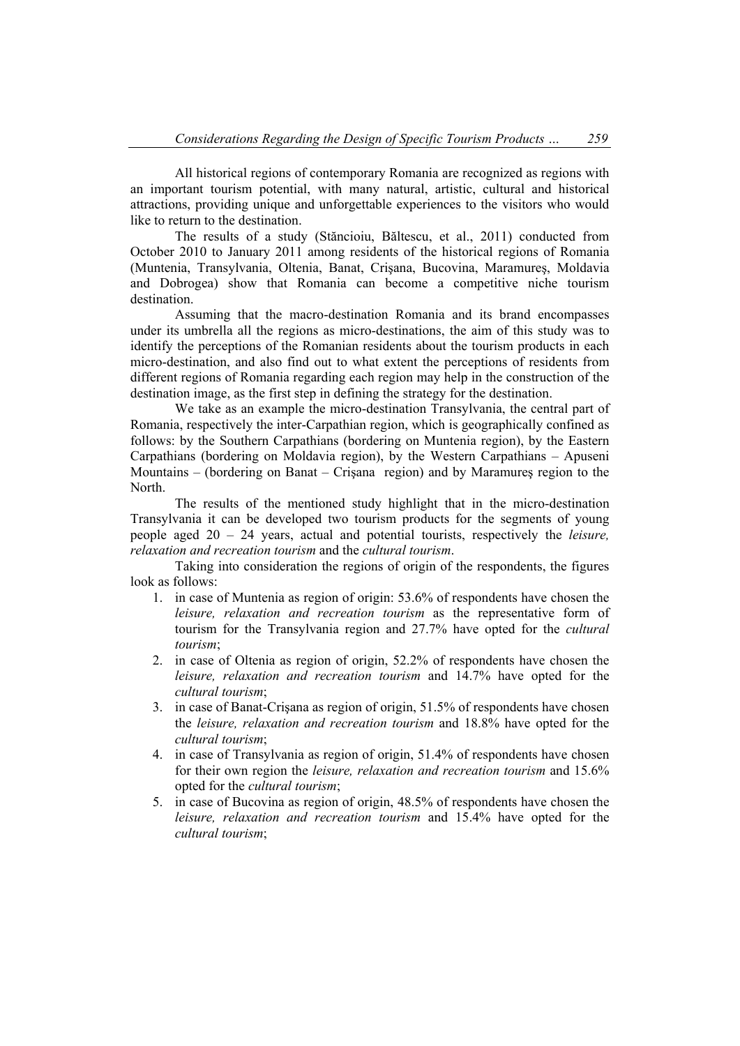All historical regions of contemporary Romania are recognized as regions with an important tourism potential, with many natural, artistic, cultural and historical attractions, providing unique and unforgettable experiences to the visitors who would like to return to the destination.

The results of a study (Stăncioiu, Băltescu, et al., 2011) conducted from October 2010 to January 2011 among residents of the historical regions of Romania (Muntenia, Transylvania, Oltenia, Banat, Crişana, Bucovina, Maramureş, Moldavia and Dobrogea) show that Romania can become a competitive niche tourism destination.

Assuming that the macro-destination Romania and its brand encompasses under its umbrella all the regions as micro-destinations, the aim of this study was to identify the perceptions of the Romanian residents about the tourism products in each micro-destination, and also find out to what extent the perceptions of residents from different regions of Romania regarding each region may help in the construction of the destination image, as the first step in defining the strategy for the destination.

We take as an example the micro-destination Transylvania, the central part of Romania, respectively the inter-Carpathian region, which is geographically confined as follows: by the Southern Carpathians (bordering on Muntenia region), by the Eastern Carpathians (bordering on Moldavia region), by the Western Carpathians – Apuseni Mountains – (bordering on Banat – Crişana region) and by Maramureş region to the North.

The results of the mentioned study highlight that in the micro-destination Transylvania it can be developed two tourism products for the segments of young people aged 20 – 24 years, actual and potential tourists, respectively the *leisure, relaxation and recreation tourism* and the *cultural tourism*.

Taking into consideration the regions of origin of the respondents, the figures look as follows:

1. in case of Muntenia as region of origin: 53.6% of respondents have chosen the *leisure, relaxation and recreation tourism* as the representative form of tourism for the Transylvania region and 27.7% have opted for the *cultural tourism*;
2. in case of Oltenia as region of origin, 52.2% of respondents have chosen the *leisure, relaxation and recreation tourism* and 14.7% have opted for the *cultural tourism*;
3. in case of Banat-Crişana as region of origin, 51.5% of respondents have chosen the *leisure, relaxation and recreation tourism* and 18.8% have opted for the *cultural tourism*;
4. in case of Transylvania as region of origin, 51.4% of respondents have chosen for their own region the *leisure, relaxation and recreation tourism* and 15.6% opted for the *cultural tourism*;
5. in case of Bucovina as region of origin, 48.5% of respondents have chosen the *leisure, relaxation and recreation tourism* and 15.4% have opted for the *cultural tourism*;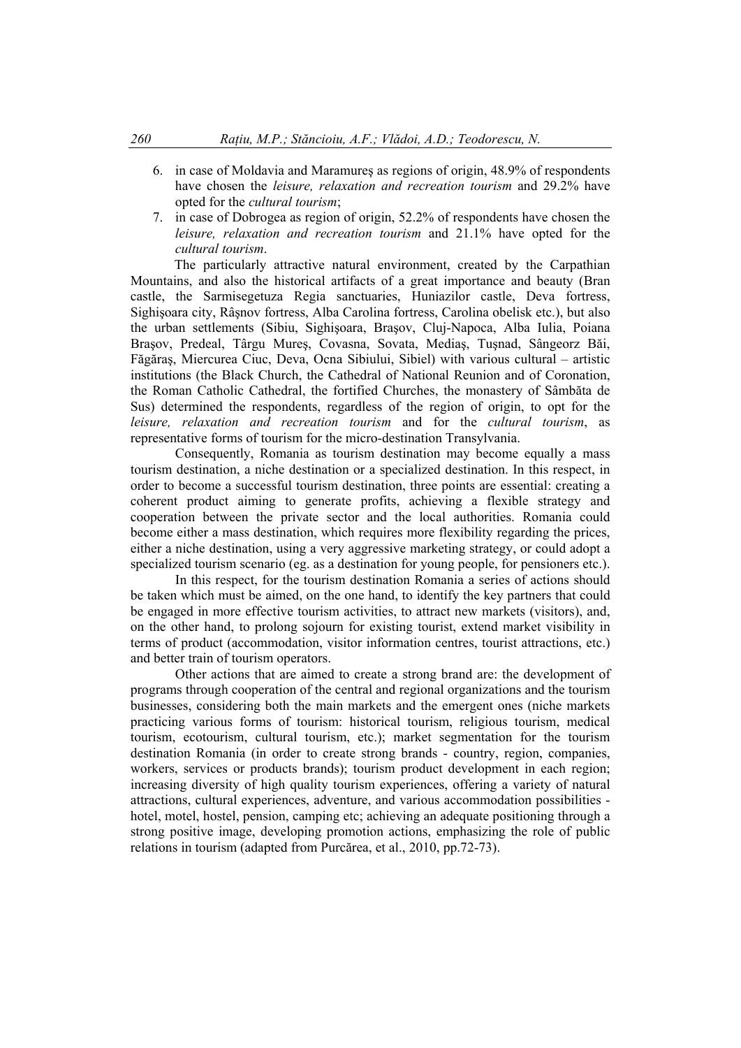6. in case of Moldavia and Maramureş as regions of origin, 48.9% of respondents have chosen the *leisure, relaxation and recreation tourism* and 29.2% have opted for the *cultural tourism*;
7. in case of Dobrogea as region of origin, 52.2% of respondents have chosen the *leisure, relaxation and recreation tourism* and 21.1% have opted for the *cultural tourism*.

The particularly attractive natural environment, created by the Carpathian Mountains, and also the historical artifacts of a great importance and beauty (Bran castle, the Sarmisegetuza Regia sanctuaries, Huniazilor castle, Deva fortress, Sighişoara city, Râşnov fortress, Alba Carolina fortress, Carolina obelisk etc.), but also the urban settlements (Sibiu, Sighişoara, Braşov, Cluj-Napoca, Alba Iulia, Poiana Braşov, Predeal, Târgu Mureş, Covasna, Sovata, Mediaş, Tuşnad, Sângeorz Băi, Făgăraş, Miercurea Ciuc, Deva, Ocna Sibiului, Sibiel) with various cultural – artistic institutions (the Black Church, the Cathedral of National Reunion and of Coronation, the Roman Catholic Cathedral, the fortified Churches, the monastery of Sâmbăta de Sus) determined the respondents, regardless of the region of origin, to opt for the *leisure, relaxation and recreation tourism* and for the *cultural tourism*, as representative forms of tourism for the micro-destination Transylvania.

Consequently, Romania as tourism destination may become equally a mass tourism destination, a niche destination or a specialized destination. In this respect, in order to become a successful tourism destination, three points are essential: creating a coherent product aiming to generate profits, achieving a flexible strategy and cooperation between the private sector and the local authorities. Romania could become either a mass destination, which requires more flexibility regarding the prices, either a niche destination, using a very aggressive marketing strategy, or could adopt a specialized tourism scenario (eg. as a destination for young people, for pensioners etc.).

In this respect, for the tourism destination Romania a series of actions should be taken which must be aimed, on the one hand, to identify the key partners that could be engaged in more effective tourism activities, to attract new markets (visitors), and, on the other hand, to prolong sojourn for existing tourist, extend market visibility in terms of product (accommodation, visitor information centres, tourist attractions, etc.) and better train of tourism operators.

Other actions that are aimed to create a strong brand are: the development of programs through cooperation of the central and regional organizations and the tourism businesses, considering both the main markets and the emergent ones (niche markets practicing various forms of tourism: historical tourism, religious tourism, medical tourism, ecotourism, cultural tourism, etc.); market segmentation for the tourism destination Romania (in order to create strong brands - country, region, companies, workers, services or products brands); tourism product development in each region; increasing diversity of high quality tourism experiences, offering a variety of natural attractions, cultural experiences, adventure, and various accommodation possibilities - hotel, motel, hostel, pension, camping etc; achieving an adequate positioning through a strong positive image, developing promotion actions, emphasizing the role of public relations in tourism (adapted from Purcărea, et al., 2010, pp.72-73).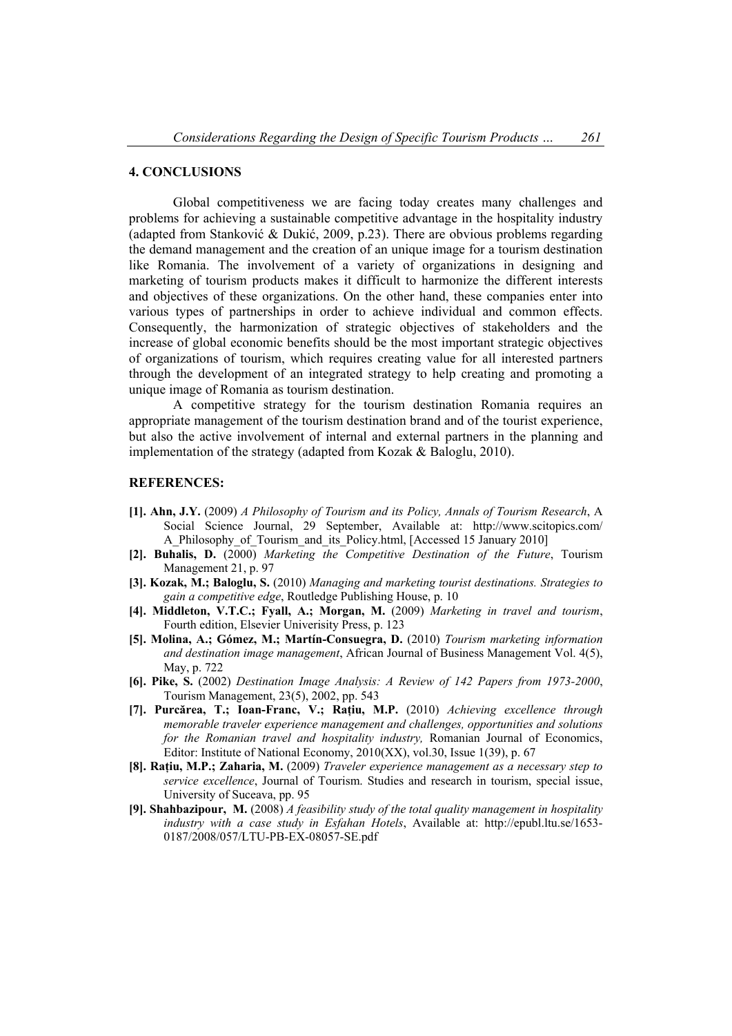## 4. CONCLUSIONS

Global competitiveness we are facing today creates many challenges and problems for achieving a sustainable competitive advantage in the hospitality industry (adapted from Stanković & Dukić, 2009, p.23). There are obvious problems regarding the demand management and the creation of an unique image for a tourism destination like Romania. The involvement of a variety of organizations in designing and marketing of tourism products makes it difficult to harmonize the different interests and objectives of these organizations. On the other hand, these companies enter into various types of partnerships in order to achieve individual and common effects. Consequently, the harmonization of strategic objectives of stakeholders and the increase of global economic benefits should be the most important strategic objectives of organizations of tourism, which requires creating value for all interested partners through the development of an integrated strategy to help creating and promoting a unique image of Romania as tourism destination.

A competitive strategy for the tourism destination Romania requires an appropriate management of the tourism destination brand and of the tourist experience, but also the active involvement of internal and external partners in the planning and implementation of the strategy (adapted from Kozak & Baloglu, 2010).

## REFERENCES:

**[1]. Ahn, J.Y.** (2009) *A Philosophy of Tourism and its Policy, Annals of Tourism Research*, A Social Science Journal, 29 September, Available at: http://www.scitopics.com/A_Philosophy_of_Tourism_and_its_Policy.html, [Accessed 15 January 2010]

**[2]. Buhalis, D.** (2000) *Marketing the Competitive Destination of the Future*, Tourism Management 21, p. 97

**[3]. Kozak, M.; Baloglu, S.** (2010) *Managing and marketing tourist destinations. Strategies to gain a competitive edge*, Routledge Publishing House, p. 10

**[4]. Middleton, V.T.C.; Fyall, A.; Morgan, M.** (2009) *Marketing in travel and tourism*, Fourth edition, Elsevier Univerisity Press, p. 123

**[5]. Molina, A.; Gómez, M.; Martín-Consuegra, D.** (2010) *Tourism marketing information and destination image management*, African Journal of Business Management Vol. 4(5), May, p. 722

**[6]. Pike, S.** (2002) *Destination Image Analysis: A Review of 142 Papers from 1973-2000*, Tourism Management, 23(5), 2002, pp. 543

**[7]. Purcărea, T.; Ioan-Franc, V.; Rațiu, M.P.** (2010) *Achieving excellence through memorable traveler experience management and challenges, opportunities and solutions for the Romanian travel and hospitality industry,* Romanian Journal of Economics, Editor: Institute of National Economy, 2010(XX), vol.30, Issue 1(39), p. 67

**[8]. Rațiu, M.P.; Zaharia, M.** (2009) *Traveler experience management as a necessary step to service excellence*, Journal of Tourism. Studies and research in tourism, special issue, University of Suceava, pp. 95

**[9]. Shahbazipour, M.** (2008) *A feasibility study of the total quality management in hospitality industry with a case study in Esfahan Hotels*, Available at: http://epubl.ltu.se/1653-0187/2008/057/LTU-PB-EX-08057-SE.pdf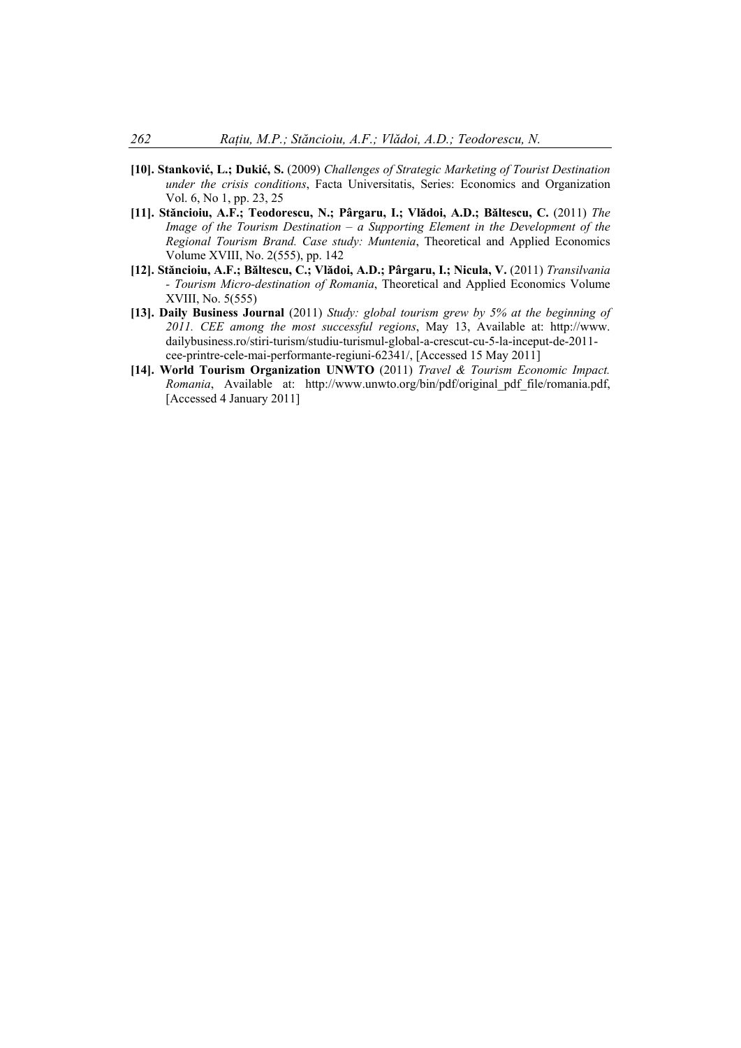**[10]. Stanković, L.; Dukić, S.** (2009) *Challenges of Strategic Marketing of Tourist Destination under the crisis conditions*, Facta Universitatis, Series: Economics and Organization Vol. 6, No 1, pp. 23, 25

**[11]. Stăncioiu, A.F.; Teodorescu, N.; Pârgaru, I.; Vlădoi, A.D.; Băltescu, C.** (2011) *The Image of the Tourism Destination – a Supporting Element in the Development of the Regional Tourism Brand. Case study: Muntenia*, Theoretical and Applied Economics Volume XVIII, No. 2(555), pp. 142

**[12]. Stăncioiu, A.F.; Băltescu, C.; Vlădoi, A.D.; Pârgaru, I.; Nicula, V.** (2011) *Transilvania - Tourism Micro-destination of Romania*, Theoretical and Applied Economics Volume XVIII, No. 5(555)

**[13]. Daily Business Journal** (2011) *Study: global tourism grew by 5% at the beginning of 2011. CEE among the most successful regions*, May 13, Available at: http://www.dailybusiness.ro/stiri-turism/studiu-turismul-global-a-crescut-cu-5-la-inceput-de-2011-cee-printre-cele-mai-performante-regiuni-62341/, [Accessed 15 May 2011]

**[14]. World Tourism Organization UNWTO** (2011) *Travel & Tourism Economic Impact. Romania*, Available at: http://www.unwto.org/bin/pdf/original_pdf_file/romania.pdf, [Accessed 4 January 2011]